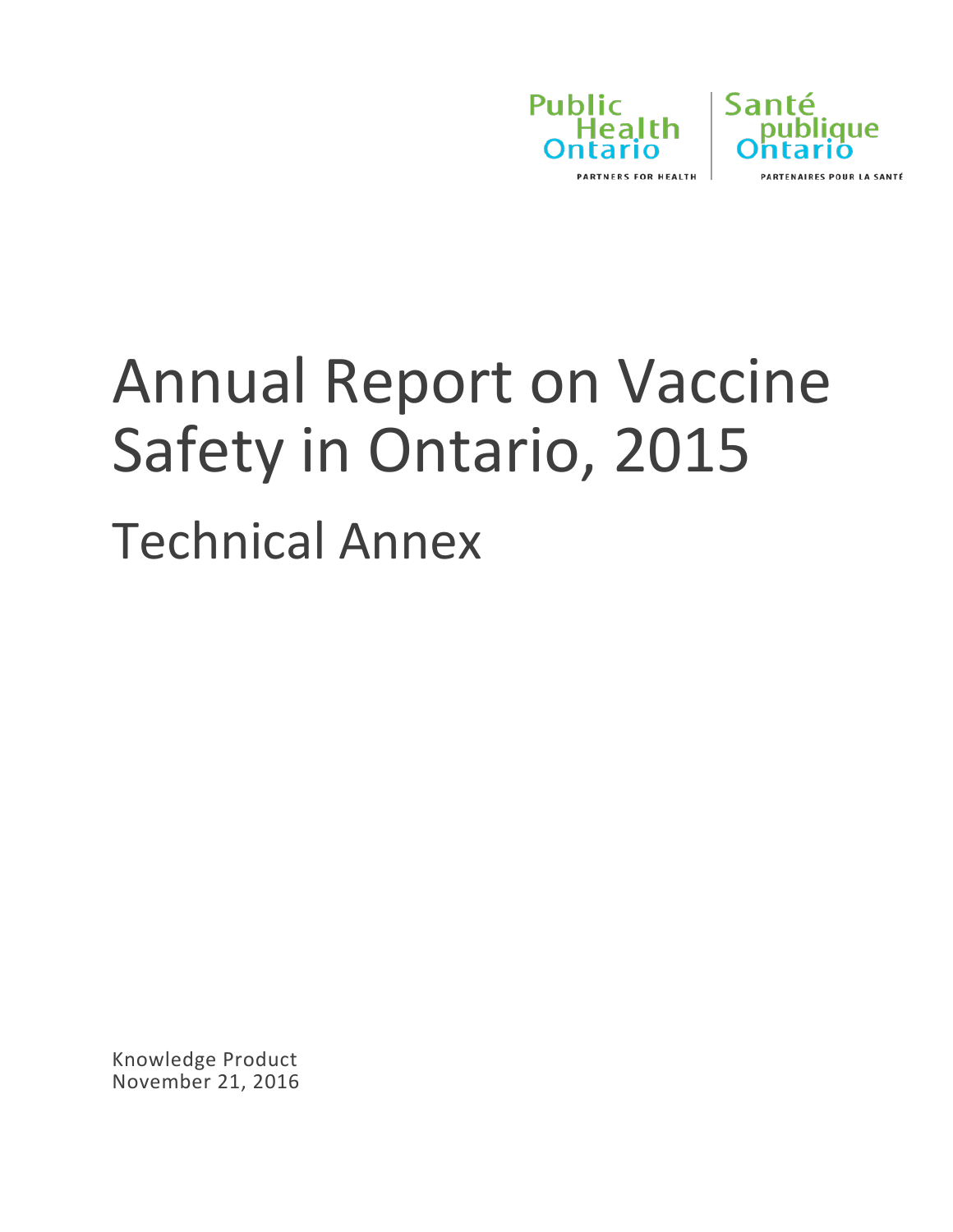Public Health Ontario | Santé publique Ontario

PARTNERS FOR HEALTH | PARTENAIRES POUR LA SANTÉ

# Annual Report on Vaccine Safety in Ontario, 2015

## Technical Annex

Knowledge Product
November 21, 2016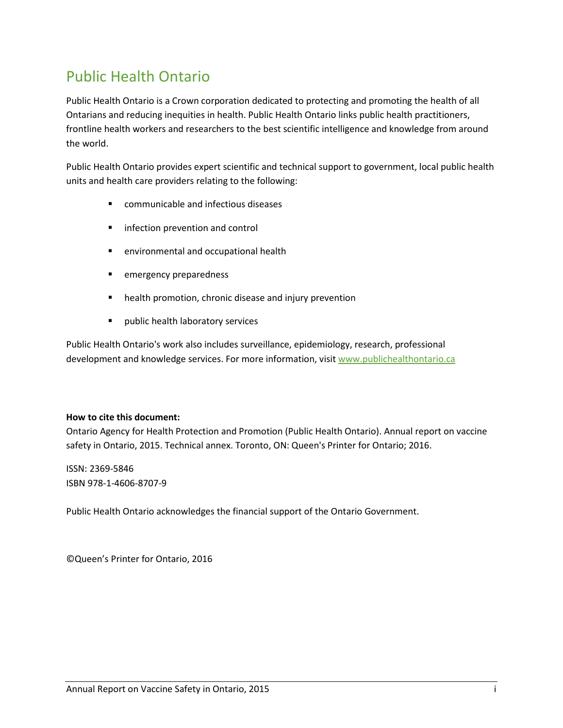# Public Health Ontario

Public Health Ontario is a Crown corporation dedicated to protecting and promoting the health of all Ontarians and reducing inequities in health. Public Health Ontario links public health practitioners, frontline health workers and researchers to the best scientific intelligence and knowledge from around the world.

Public Health Ontario provides expert scientific and technical support to government, local public health units and health care providers relating to the following:

- communicable and infectious diseases
- infection prevention and control
- environmental and occupational health
- emergency preparedness
- health promotion, chronic disease and injury prevention
- public health laboratory services

Public Health Ontario's work also includes surveillance, epidemiology, research, professional development and knowledge services. For more information, visit www.publichealthontario.ca

**How to cite this document:**
Ontario Agency for Health Protection and Promotion (Public Health Ontario). Annual report on vaccine safety in Ontario, 2015. Technical annex. Toronto, ON: Queen's Printer for Ontario; 2016.

ISSN: 2369-5846
ISBN 978-1-4606-8707-9

Public Health Ontario acknowledges the financial support of the Ontario Government.

©Queen's Printer for Ontario, 2016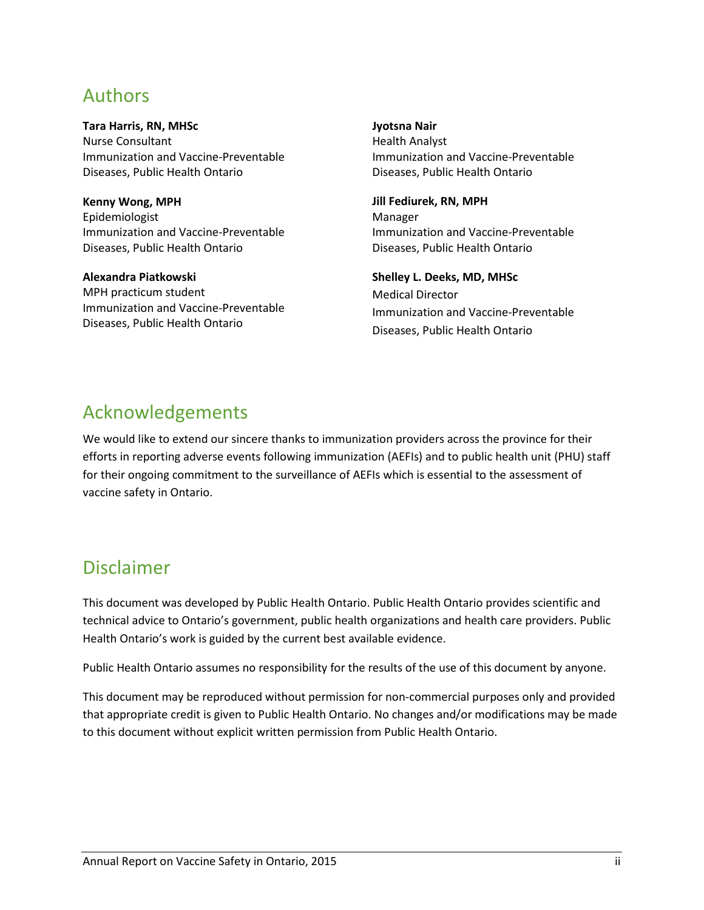## Authors

**Tara Harris, RN, MHSc**
Nurse Consultant
Immunization and Vaccine-Preventable Diseases, Public Health Ontario

**Kenny Wong, MPH**
Epidemiologist
Immunization and Vaccine-Preventable Diseases, Public Health Ontario

**Alexandra Piatkowski**
MPH practicum student
Immunization and Vaccine-Preventable Diseases, Public Health Ontario

**Jyotsna Nair**
Health Analyst
Immunization and Vaccine-Preventable Diseases, Public Health Ontario

**Jill Fediurek, RN, MPH**
Manager
Immunization and Vaccine-Preventable Diseases, Public Health Ontario

**Shelley L. Deeks, MD, MHSc**
Medical Director
Immunization and Vaccine-Preventable Diseases, Public Health Ontario

## Acknowledgements

We would like to extend our sincere thanks to immunization providers across the province for their efforts in reporting adverse events following immunization (AEFIs) and to public health unit (PHU) staff for their ongoing commitment to the surveillance of AEFIs which is essential to the assessment of vaccine safety in Ontario.

## Disclaimer

This document was developed by Public Health Ontario. Public Health Ontario provides scientific and technical advice to Ontario's government, public health organizations and health care providers. Public Health Ontario's work is guided by the current best available evidence.

Public Health Ontario assumes no responsibility for the results of the use of this document by anyone.

This document may be reproduced without permission for non-commercial purposes only and provided that appropriate credit is given to Public Health Ontario. No changes and/or modifications may be made to this document without explicit written permission from Public Health Ontario.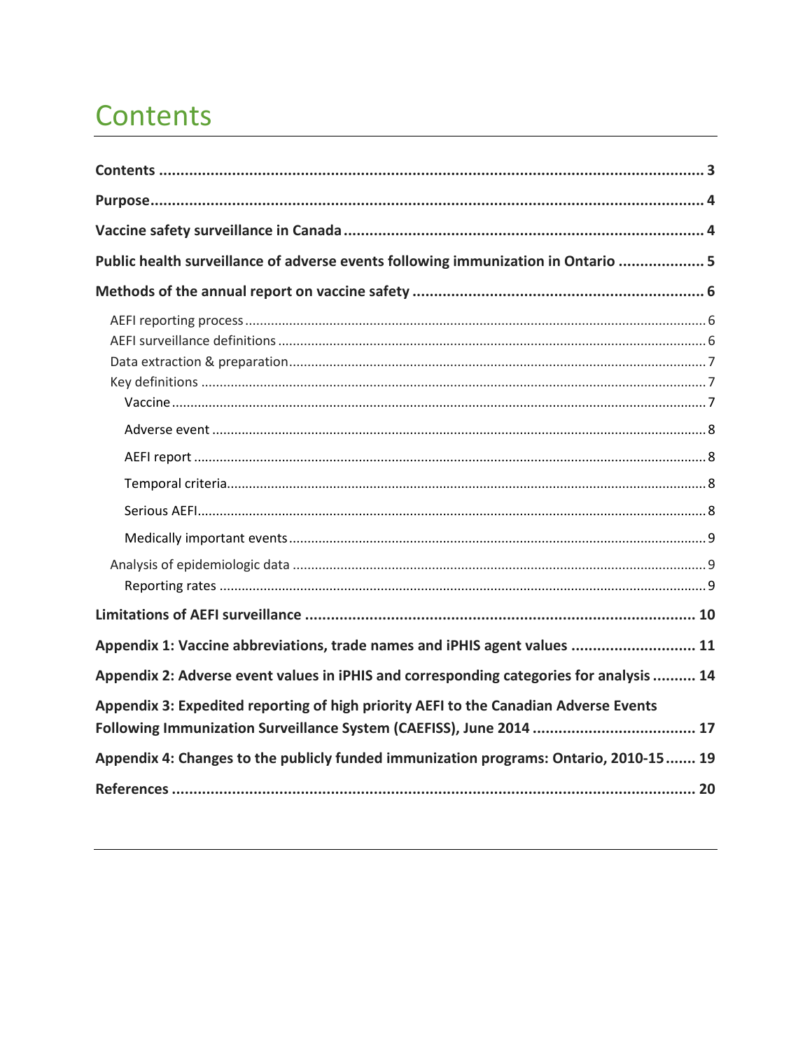# Contents

**Contents** ........................................................................................................................ **3**

**Purpose** .......................................................................................................................... **4**

**Vaccine safety surveillance in Canada** ............................................................................ **4**

**Public health surveillance of adverse events following immunization in Ontario** .................... **5**

**Methods of the annual report on vaccine safety** ................................................................ **6**

- AEFI reporting process ........................................................................................................ 6
- AEFI surveillance definitions ................................................................................................ 6
- Data extraction & preparation .............................................................................................. 7
- Key definitions .................................................................................................................... 7
  - Vaccine ......................................................................................................................... 7
  - Adverse event ................................................................................................................ 8
  - AEFI report .................................................................................................................... 8
  - Temporal criteria ............................................................................................................ 8
  - Serious AEFI .................................................................................................................. 8
  - Medically important events ............................................................................................... 9
- Analysis of epidemiologic data ............................................................................................. 9
  - Reporting rates ............................................................................................................... 9

**Limitations of AEFI surveillance** ..................................................................................... **10**

**Appendix 1: Vaccine abbreviations, trade names and iPHIS agent values** ............................ **11**

**Appendix 2: Adverse event values in iPHIS and corresponding categories for analysis** .......... **14**

**Appendix 3: Expedited reporting of high priority AEFI to the Canadian Adverse Events Following Immunization Surveillance System (CAEFISS), June 2014** ...................................... **17**

**Appendix 4: Changes to the publicly funded immunization programs: Ontario, 2010-15** ....... **19**

**References** ..................................................................................................................... **20**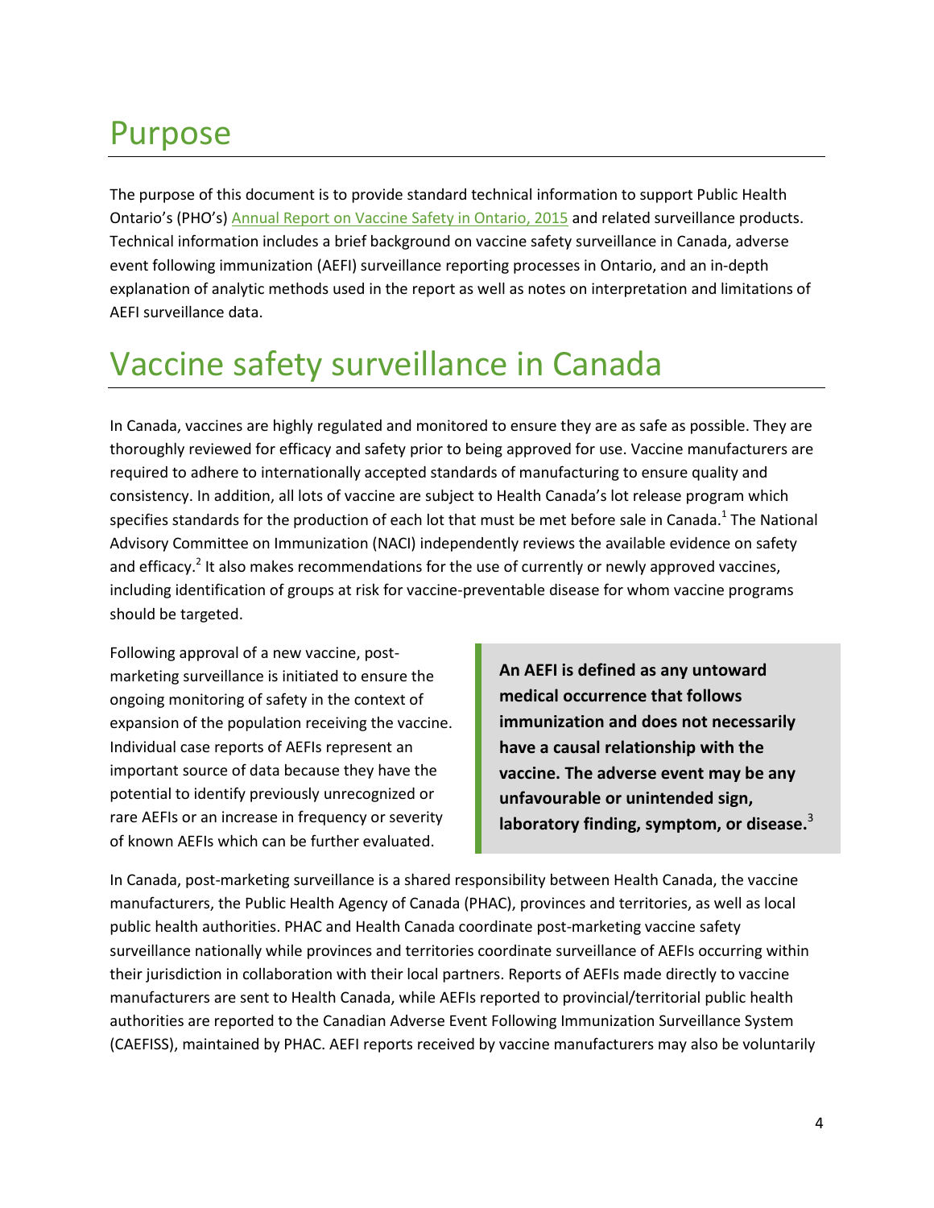# Purpose

The purpose of this document is to provide standard technical information to support Public Health Ontario's (PHO's) Annual Report on Vaccine Safety in Ontario, 2015 and related surveillance products. Technical information includes a brief background on vaccine safety surveillance in Canada, adverse event following immunization (AEFI) surveillance reporting processes in Ontario, and an in-depth explanation of analytic methods used in the report as well as notes on interpretation and limitations of AEFI surveillance data.

# Vaccine safety surveillance in Canada

In Canada, vaccines are highly regulated and monitored to ensure they are as safe as possible. They are thoroughly reviewed for efficacy and safety prior to being approved for use. Vaccine manufacturers are required to adhere to internationally accepted standards of manufacturing to ensure quality and consistency. In addition, all lots of vaccine are subject to Health Canada's lot release program which specifies standards for the production of each lot that must be met before sale in Canada.[1] The National Advisory Committee on Immunization (NACI) independently reviews the available evidence on safety and efficacy.[2] It also makes recommendations for the use of currently or newly approved vaccines, including identification of groups at risk for vaccine-preventable disease for whom vaccine programs should be targeted.

Following approval of a new vaccine, post-marketing surveillance is initiated to ensure the ongoing monitoring of safety in the context of expansion of the population receiving the vaccine. Individual case reports of AEFIs represent an important source of data because they have the potential to identify previously unrecognized or rare AEFIs or an increase in frequency or severity of known AEFIs which can be further evaluated.

**An AEFI is defined as any untoward medical occurrence that follows immunization and does not necessarily have a causal relationship with the vaccine. The adverse event may be any unfavourable or unintended sign, laboratory finding, symptom, or disease.**[3]

In Canada, post-marketing surveillance is a shared responsibility between Health Canada, the vaccine manufacturers, the Public Health Agency of Canada (PHAC), provinces and territories, as well as local public health authorities. PHAC and Health Canada coordinate post-marketing vaccine safety surveillance nationally while provinces and territories coordinate surveillance of AEFIs occurring within their jurisdiction in collaboration with their local partners. Reports of AEFIs made directly to vaccine manufacturers are sent to Health Canada, while AEFIs reported to provincial/territorial public health authorities are reported to the Canadian Adverse Event Following Immunization Surveillance System (CAEFISS), maintained by PHAC. AEFI reports received by vaccine manufacturers may also be voluntarily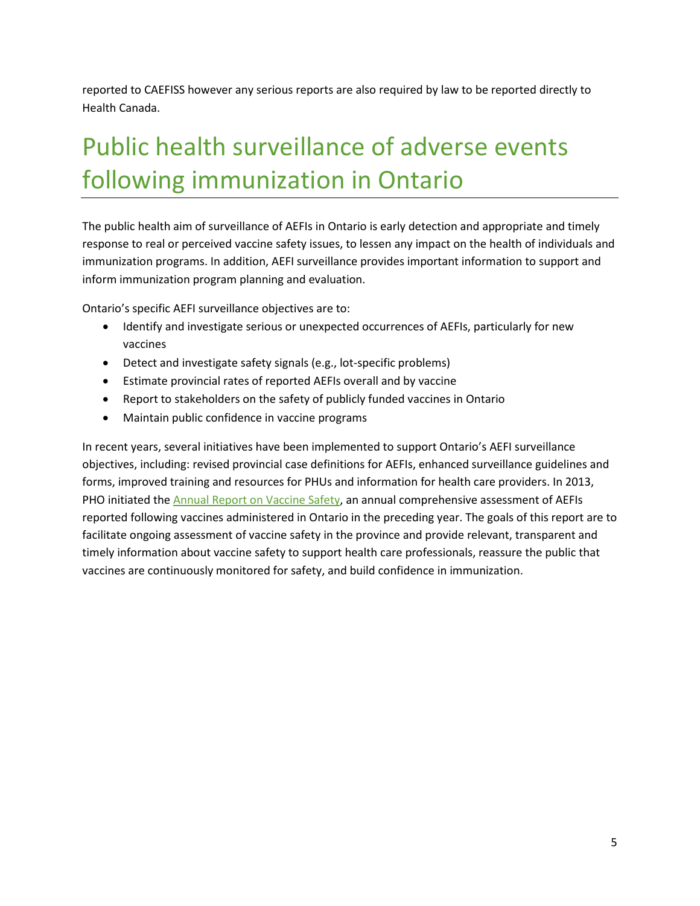reported to CAEFISS however any serious reports are also required by law to be reported directly to Health Canada.

# Public health surveillance of adverse events following immunization in Ontario

The public health aim of surveillance of AEFIs in Ontario is early detection and appropriate and timely response to real or perceived vaccine safety issues, to lessen any impact on the health of individuals and immunization programs. In addition, AEFI surveillance provides important information to support and inform immunization program planning and evaluation.

Ontario's specific AEFI surveillance objectives are to:

- Identify and investigate serious or unexpected occurrences of AEFIs, particularly for new vaccines
- Detect and investigate safety signals (e.g., lot-specific problems)
- Estimate provincial rates of reported AEFIs overall and by vaccine
- Report to stakeholders on the safety of publicly funded vaccines in Ontario
- Maintain public confidence in vaccine programs

In recent years, several initiatives have been implemented to support Ontario's AEFI surveillance objectives, including: revised provincial case definitions for AEFIs, enhanced surveillance guidelines and forms, improved training and resources for PHUs and information for health care providers. In 2013, PHO initiated the Annual Report on Vaccine Safety, an annual comprehensive assessment of AEFIs reported following vaccines administered in Ontario in the preceding year. The goals of this report are to facilitate ongoing assessment of vaccine safety in the province and provide relevant, transparent and timely information about vaccine safety to support health care professionals, reassure the public that vaccines are continuously monitored for safety, and build confidence in immunization.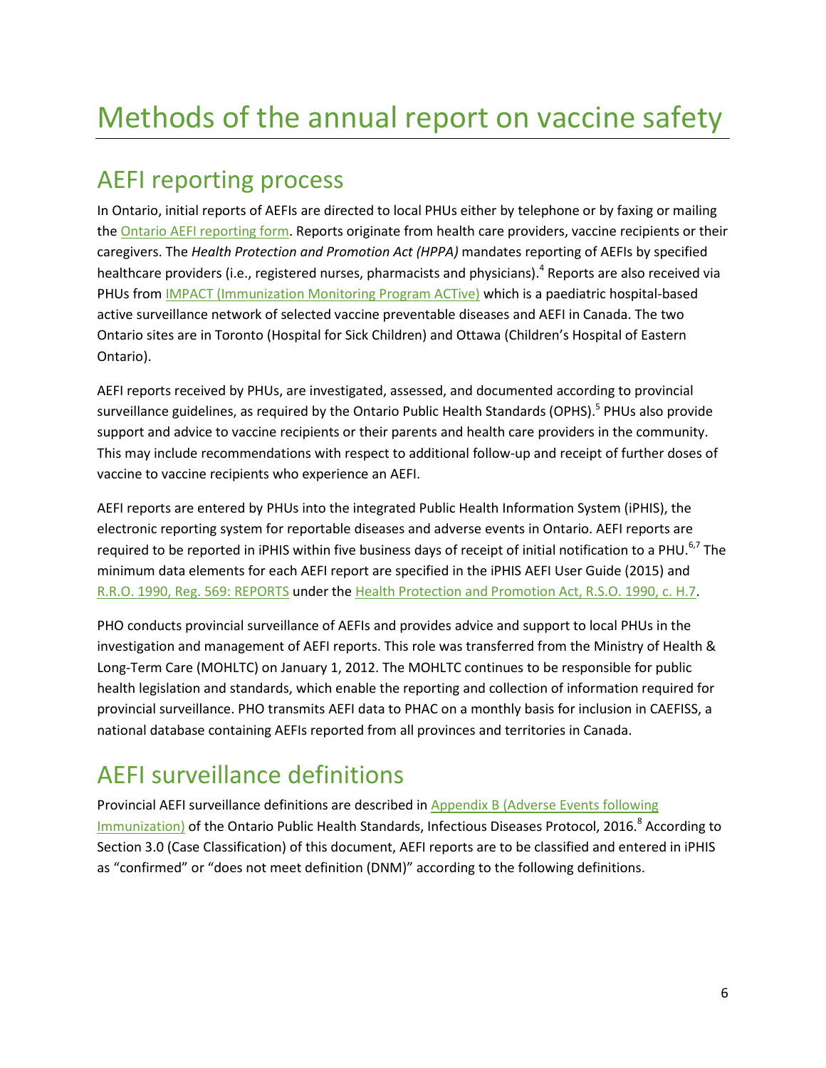# Methods of the annual report on vaccine safety

## AEFI reporting process

In Ontario, initial reports of AEFIs are directed to local PHUs either by telephone or by faxing or mailing the Ontario AEFI reporting form. Reports originate from health care providers, vaccine recipients or their caregivers. The *Health Protection and Promotion Act (HPPA)* mandates reporting of AEFIs by specified healthcare providers (i.e., registered nurses, pharmacists and physicians).[4] Reports are also received via PHUs from IMPACT (Immunization Monitoring Program ACTive) which is a paediatric hospital-based active surveillance network of selected vaccine preventable diseases and AEFI in Canada. The two Ontario sites are in Toronto (Hospital for Sick Children) and Ottawa (Children's Hospital of Eastern Ontario).

AEFI reports received by PHUs, are investigated, assessed, and documented according to provincial surveillance guidelines, as required by the Ontario Public Health Standards (OPHS).[5] PHUs also provide support and advice to vaccine recipients or their parents and health care providers in the community. This may include recommendations with respect to additional follow-up and receipt of further doses of vaccine to vaccine recipients who experience an AEFI.

AEFI reports are entered by PHUs into the integrated Public Health Information System (iPHIS), the electronic reporting system for reportable diseases and adverse events in Ontario. AEFI reports are required to be reported in iPHIS within five business days of receipt of initial notification to a PHU.[6,7] The minimum data elements for each AEFI report are specified in the iPHIS AEFI User Guide (2015) and R.R.O. 1990, Reg. 569: REPORTS under the Health Protection and Promotion Act, R.S.O. 1990, c. H.7.

PHO conducts provincial surveillance of AEFIs and provides advice and support to local PHUs in the investigation and management of AEFI reports. This role was transferred from the Ministry of Health & Long-Term Care (MOHLTC) on January 1, 2012. The MOHLTC continues to be responsible for public health legislation and standards, which enable the reporting and collection of information required for provincial surveillance. PHO transmits AEFI data to PHAC on a monthly basis for inclusion in CAEFISS, a national database containing AEFIs reported from all provinces and territories in Canada.

## AEFI surveillance definitions

Provincial AEFI surveillance definitions are described in Appendix B (Adverse Events following Immunization) of the Ontario Public Health Standards, Infectious Diseases Protocol, 2016.[8] According to Section 3.0 (Case Classification) of this document, AEFI reports are to be classified and entered in iPHIS as "confirmed" or "does not meet definition (DNM)" according to the following definitions.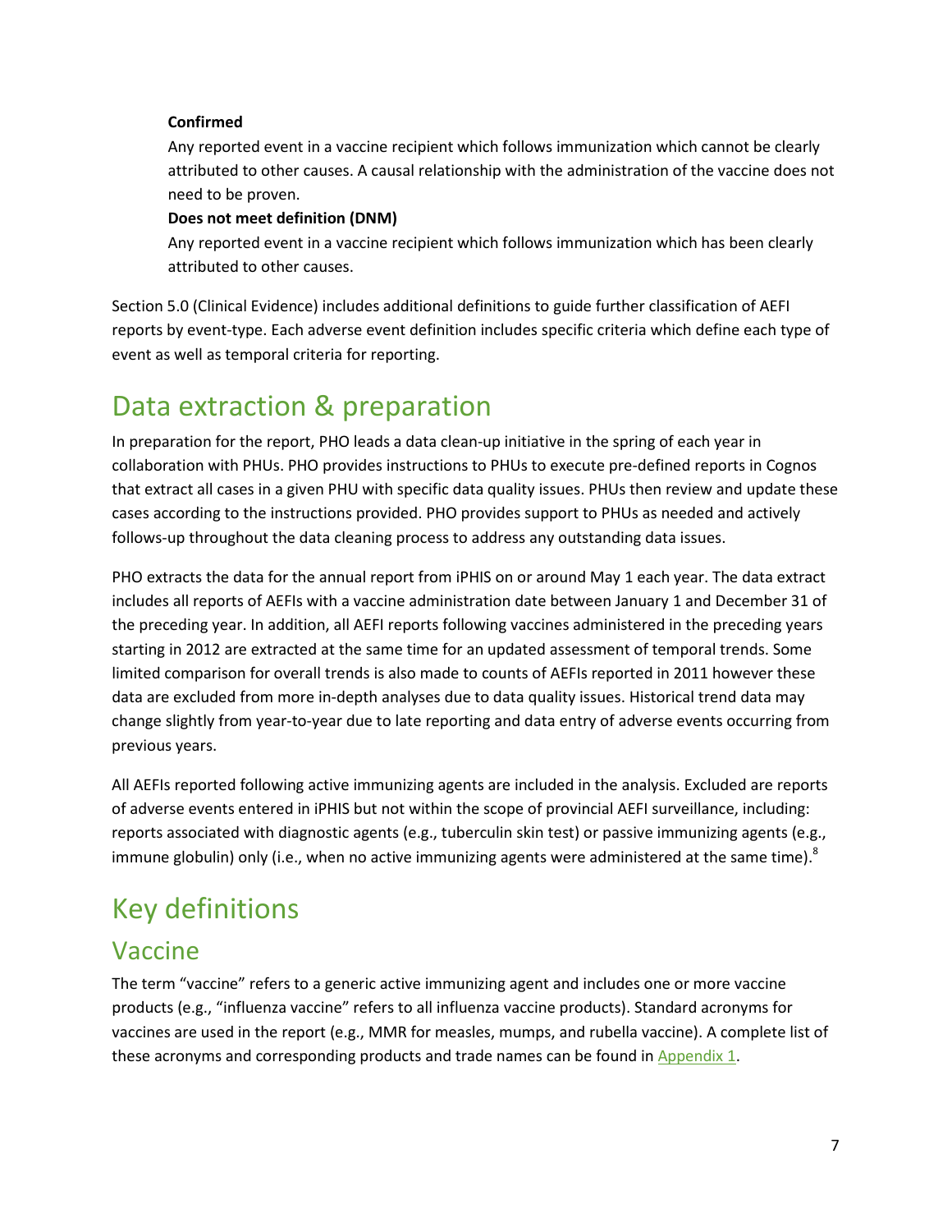**Confirmed**

Any reported event in a vaccine recipient which follows immunization which cannot be clearly attributed to other causes. A causal relationship with the administration of the vaccine does not need to be proven.

**Does not meet definition (DNM)**

Any reported event in a vaccine recipient which follows immunization which has been clearly attributed to other causes.

Section 5.0 (Clinical Evidence) includes additional definitions to guide further classification of AEFI reports by event-type. Each adverse event definition includes specific criteria which define each type of event as well as temporal criteria for reporting.

# Data extraction & preparation

In preparation for the report, PHO leads a data clean-up initiative in the spring of each year in collaboration with PHUs. PHO provides instructions to PHUs to execute pre-defined reports in Cognos that extract all cases in a given PHU with specific data quality issues. PHUs then review and update these cases according to the instructions provided. PHO provides support to PHUs as needed and actively follows-up throughout the data cleaning process to address any outstanding data issues.

PHO extracts the data for the annual report from iPHIS on or around May 1 each year. The data extract includes all reports of AEFIs with a vaccine administration date between January 1 and December 31 of the preceding year. In addition, all AEFI reports following vaccines administered in the preceding years starting in 2012 are extracted at the same time for an updated assessment of temporal trends. Some limited comparison for overall trends is also made to counts of AEFIs reported in 2011 however these data are excluded from more in-depth analyses due to data quality issues. Historical trend data may change slightly from year-to-year due to late reporting and data entry of adverse events occurring from previous years.

All AEFIs reported following active immunizing agents are included in the analysis. Excluded are reports of adverse events entered in iPHIS but not within the scope of provincial AEFI surveillance, including: reports associated with diagnostic agents (e.g., tuberculin skin test) or passive immunizing agents (e.g., immune globulin) only (i.e., when no active immunizing agents were administered at the same time).[8]

# Key definitions

## Vaccine

The term “vaccine” refers to a generic active immunizing agent and includes one or more vaccine products (e.g., “influenza vaccine” refers to all influenza vaccine products). Standard acronyms for vaccines are used in the report (e.g., MMR for measles, mumps, and rubella vaccine). A complete list of these acronyms and corresponding products and trade names can be found in Appendix 1.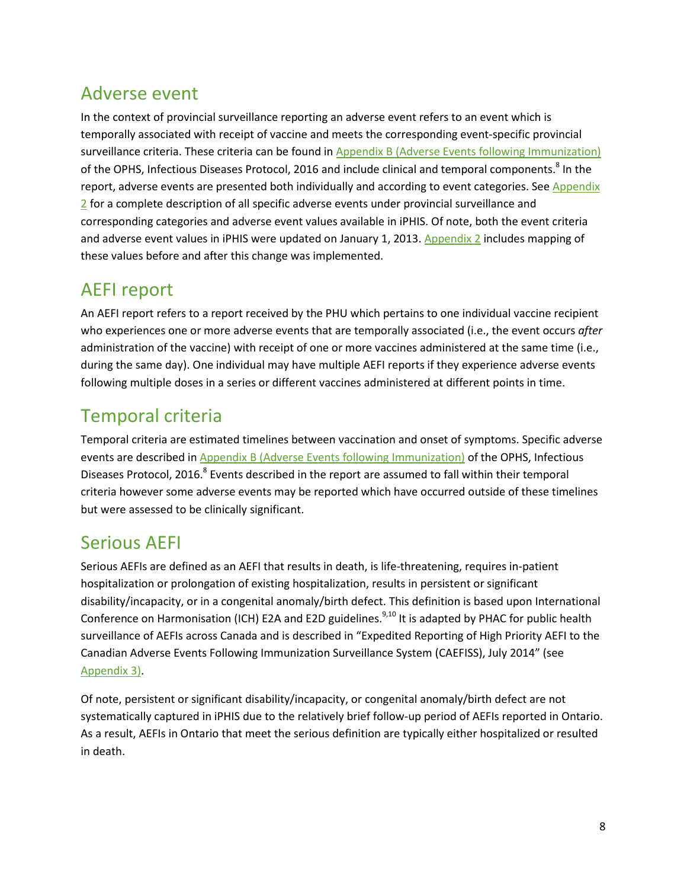## Adverse event

In the context of provincial surveillance reporting an adverse event refers to an event which is temporally associated with receipt of vaccine and meets the corresponding event-specific provincial surveillance criteria. These criteria can be found in Appendix B (Adverse Events following Immunization) of the OPHS, Infectious Diseases Protocol, 2016 and include clinical and temporal components.[8] In the report, adverse events are presented both individually and according to event categories. See Appendix 2 for a complete description of all specific adverse events under provincial surveillance and corresponding categories and adverse event values available in iPHIS. Of note, both the event criteria and adverse event values in iPHIS were updated on January 1, 2013. Appendix 2 includes mapping of these values before and after this change was implemented.

## AEFI report

An AEFI report refers to a report received by the PHU which pertains to one individual vaccine recipient who experiences one or more adverse events that are temporally associated (i.e., the event occurs *after* administration of the vaccine) with receipt of one or more vaccines administered at the same time (i.e., during the same day). One individual may have multiple AEFI reports if they experience adverse events following multiple doses in a series or different vaccines administered at different points in time.

## Temporal criteria

Temporal criteria are estimated timelines between vaccination and onset of symptoms. Specific adverse events are described in Appendix B (Adverse Events following Immunization) of the OPHS, Infectious Diseases Protocol, 2016.[8] Events described in the report are assumed to fall within their temporal criteria however some adverse events may be reported which have occurred outside of these timelines but were assessed to be clinically significant.

## Serious AEFI

Serious AEFIs are defined as an AEFI that results in death, is life-threatening, requires in-patient hospitalization or prolongation of existing hospitalization, results in persistent or significant disability/incapacity, or in a congenital anomaly/birth defect. This definition is based upon International Conference on Harmonisation (ICH) E2A and E2D guidelines.[9,10] It is adapted by PHAC for public health surveillance of AEFIs across Canada and is described in "Expedited Reporting of High Priority AEFI to the Canadian Adverse Events Following Immunization Surveillance System (CAEFISS), July 2014" (see Appendix 3).

Of note, persistent or significant disability/incapacity, or congenital anomaly/birth defect are not systematically captured in iPHIS due to the relatively brief follow-up period of AEFIs reported in Ontario. As a result, AEFIs in Ontario that meet the serious definition are typically either hospitalized or resulted in death.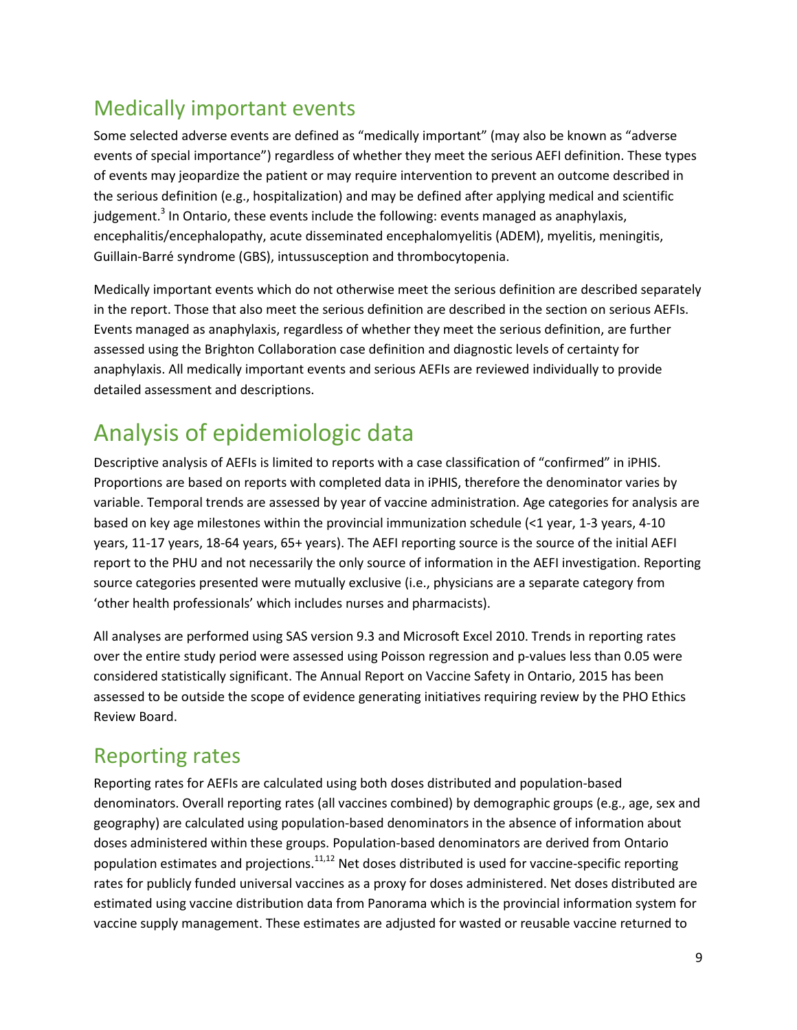## Medically important events

Some selected adverse events are defined as "medically important" (may also be known as "adverse events of special importance") regardless of whether they meet the serious AEFI definition. These types of events may jeopardize the patient or may require intervention to prevent an outcome described in the serious definition (e.g., hospitalization) and may be defined after applying medical and scientific judgement.[3] In Ontario, these events include the following: events managed as anaphylaxis, encephalitis/encephalopathy, acute disseminated encephalomyelitis (ADEM), myelitis, meningitis, Guillain-Barré syndrome (GBS), intussusception and thrombocytopenia.

Medically important events which do not otherwise meet the serious definition are described separately in the report. Those that also meet the serious definition are described in the section on serious AEFIs. Events managed as anaphylaxis, regardless of whether they meet the serious definition, are further assessed using the Brighton Collaboration case definition and diagnostic levels of certainty for anaphylaxis. All medically important events and serious AEFIs are reviewed individually to provide detailed assessment and descriptions.

# Analysis of epidemiologic data

Descriptive analysis of AEFIs is limited to reports with a case classification of "confirmed" in iPHIS. Proportions are based on reports with completed data in iPHIS, therefore the denominator varies by variable. Temporal trends are assessed by year of vaccine administration. Age categories for analysis are based on key age milestones within the provincial immunization schedule (<1 year, 1-3 years, 4-10 years, 11-17 years, 18-64 years, 65+ years). The AEFI reporting source is the source of the initial AEFI report to the PHU and not necessarily the only source of information in the AEFI investigation. Reporting source categories presented were mutually exclusive (i.e., physicians are a separate category from 'other health professionals' which includes nurses and pharmacists).

All analyses are performed using SAS version 9.3 and Microsoft Excel 2010. Trends in reporting rates over the entire study period were assessed using Poisson regression and p-values less than 0.05 were considered statistically significant. The Annual Report on Vaccine Safety in Ontario, 2015 has been assessed to be outside the scope of evidence generating initiatives requiring review by the PHO Ethics Review Board.

## Reporting rates

Reporting rates for AEFIs are calculated using both doses distributed and population-based denominators. Overall reporting rates (all vaccines combined) by demographic groups (e.g., age, sex and geography) are calculated using population-based denominators in the absence of information about doses administered within these groups. Population-based denominators are derived from Ontario population estimates and projections.[11,12] Net doses distributed is used for vaccine-specific reporting rates for publicly funded universal vaccines as a proxy for doses administered. Net doses distributed are estimated using vaccine distribution data from Panorama which is the provincial information system for vaccine supply management. These estimates are adjusted for wasted or reusable vaccine returned to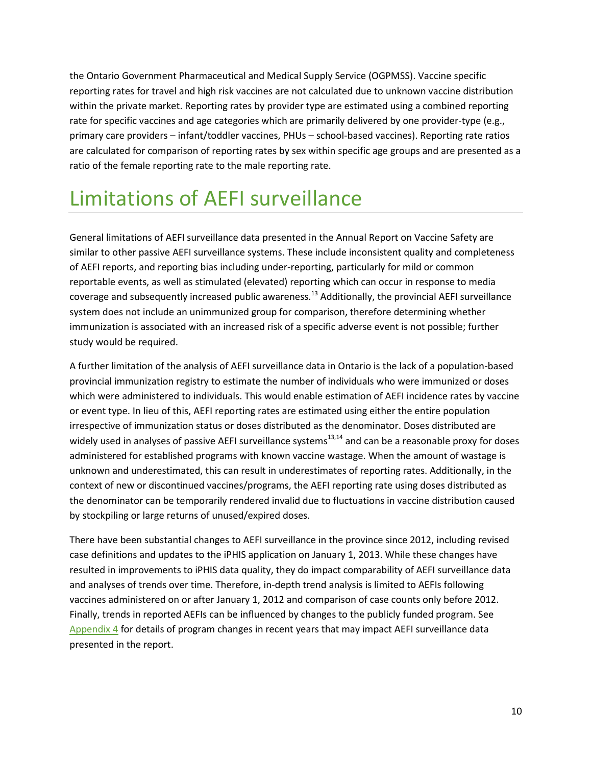the Ontario Government Pharmaceutical and Medical Supply Service (OGPMSS). Vaccine specific reporting rates for travel and high risk vaccines are not calculated due to unknown vaccine distribution within the private market. Reporting rates by provider type are estimated using a combined reporting rate for specific vaccines and age categories which are primarily delivered by one provider-type (e.g., primary care providers – infant/toddler vaccines, PHUs – school-based vaccines). Reporting rate ratios are calculated for comparison of reporting rates by sex within specific age groups and are presented as a ratio of the female reporting rate to the male reporting rate.

# Limitations of AEFI surveillance

General limitations of AEFI surveillance data presented in the Annual Report on Vaccine Safety are similar to other passive AEFI surveillance systems. These include inconsistent quality and completeness of AEFI reports, and reporting bias including under-reporting, particularly for mild or common reportable events, as well as stimulated (elevated) reporting which can occur in response to media coverage and subsequently increased public awareness.[13] Additionally, the provincial AEFI surveillance system does not include an unimmunized group for comparison, therefore determining whether immunization is associated with an increased risk of a specific adverse event is not possible; further study would be required.

A further limitation of the analysis of AEFI surveillance data in Ontario is the lack of a population-based provincial immunization registry to estimate the number of individuals who were immunized or doses which were administered to individuals. This would enable estimation of AEFI incidence rates by vaccine or event type. In lieu of this, AEFI reporting rates are estimated using either the entire population irrespective of immunization status or doses distributed as the denominator. Doses distributed are widely used in analyses of passive AEFI surveillance systems[13,14] and can be a reasonable proxy for doses administered for established programs with known vaccine wastage. When the amount of wastage is unknown and underestimated, this can result in underestimates of reporting rates. Additionally, in the context of new or discontinued vaccines/programs, the AEFI reporting rate using doses distributed as the denominator can be temporarily rendered invalid due to fluctuations in vaccine distribution caused by stockpiling or large returns of unused/expired doses.

There have been substantial changes to AEFI surveillance in the province since 2012, including revised case definitions and updates to the iPHIS application on January 1, 2013. While these changes have resulted in improvements to iPHIS data quality, they do impact comparability of AEFI surveillance data and analyses of trends over time. Therefore, in-depth trend analysis is limited to AEFIs following vaccines administered on or after January 1, 2012 and comparison of case counts only before 2012. Finally, trends in reported AEFIs can be influenced by changes to the publicly funded program. See Appendix 4 for details of program changes in recent years that may impact AEFI surveillance data presented in the report.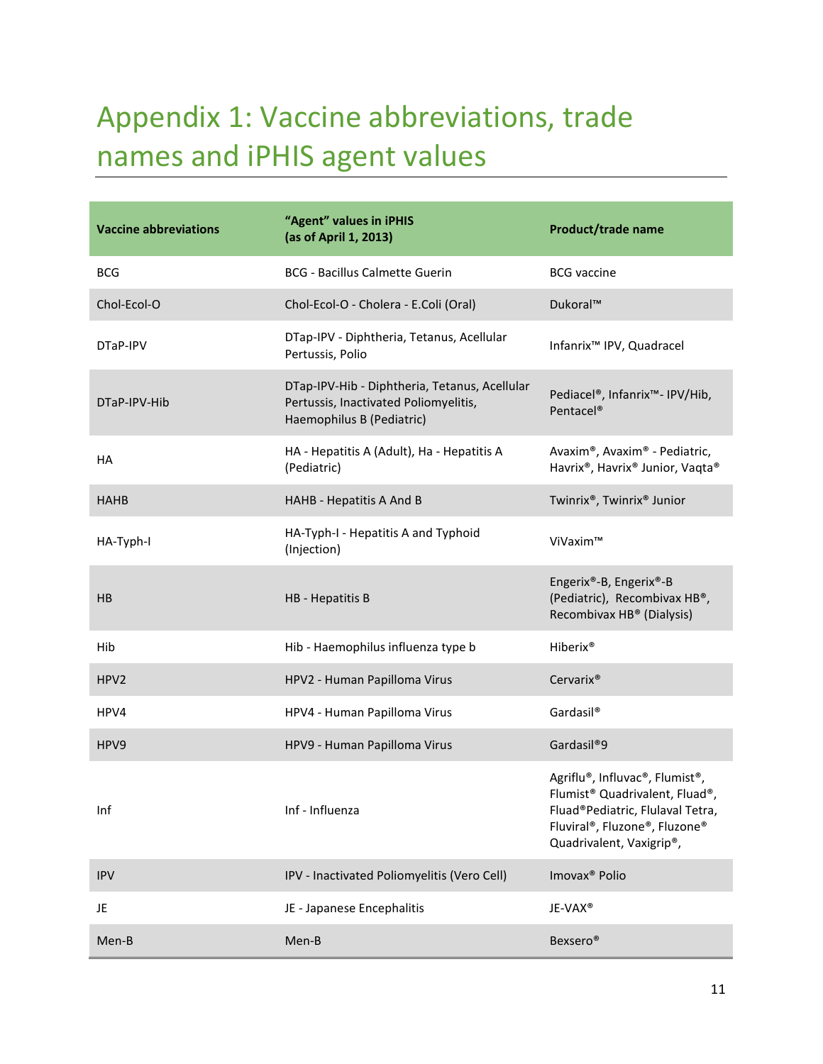# Appendix 1: Vaccine abbreviations, trade names and iPHIS agent values

| Vaccine abbreviations | "Agent" values in iPHIS (as of April 1, 2013) | Product/trade name |
| --- | --- | --- |
| BCG | BCG - Bacillus Calmette Guerin | BCG vaccine |
| Chol-Ecol-O | Chol-Ecol-O - Cholera - E.Coli (Oral) | Dukoral™ |
| DTaP-IPV | DTap-IPV - Diphtheria, Tetanus, Acellular Pertussis, Polio | Infanrix™ IPV, Quadracel |
| DTaP-IPV-Hib | DTap-IPV-Hib - Diphtheria, Tetanus, Acellular Pertussis, Inactivated Poliomyelitis, Haemophilus B (Pediatric) | Pediacel®, Infanrix™- IPV/Hib, Pentacel® |
| HA | HA - Hepatitis A (Adult), Ha - Hepatitis A (Pediatric) | Avaxim®, Avaxim® - Pediatric, Havrix®, Havrix® Junior, Vaqta® |
| HAHB | HAHB - Hepatitis A And B | Twinrix®, Twinrix® Junior |
| HA-Typh-I | HA-Typh-I - Hepatitis A and Typhoid (Injection) | ViVaxim™ |
| HB | HB - Hepatitis B | Engerix®-B, Engerix®-B (Pediatric), Recombivax HB®, Recombivax HB® (Dialysis) |
| Hib | Hib - Haemophilus influenza type b | Hiberix® |
| HPV2 | HPV2 - Human Papilloma Virus | Cervarix® |
| HPV4 | HPV4 - Human Papilloma Virus | Gardasil® |
| HPV9 | HPV9 - Human Papilloma Virus | Gardasil®9 |
| Inf | Inf - Influenza | Agriflu®, Influvac®, Flumist®, Flumist® Quadrivalent, Fluad®, Fluad®Pediatric, Flulaval Tetra, Fluviral®, Fluzone®, Fluzone® Quadrivalent, Vaxigrip®, |
| IPV | IPV - Inactivated Poliomyelitis (Vero Cell) | Imovax® Polio |
| JE | JE - Japanese Encephalitis | JE-VAX® |
| Men-B | Men-B | Bexsero® |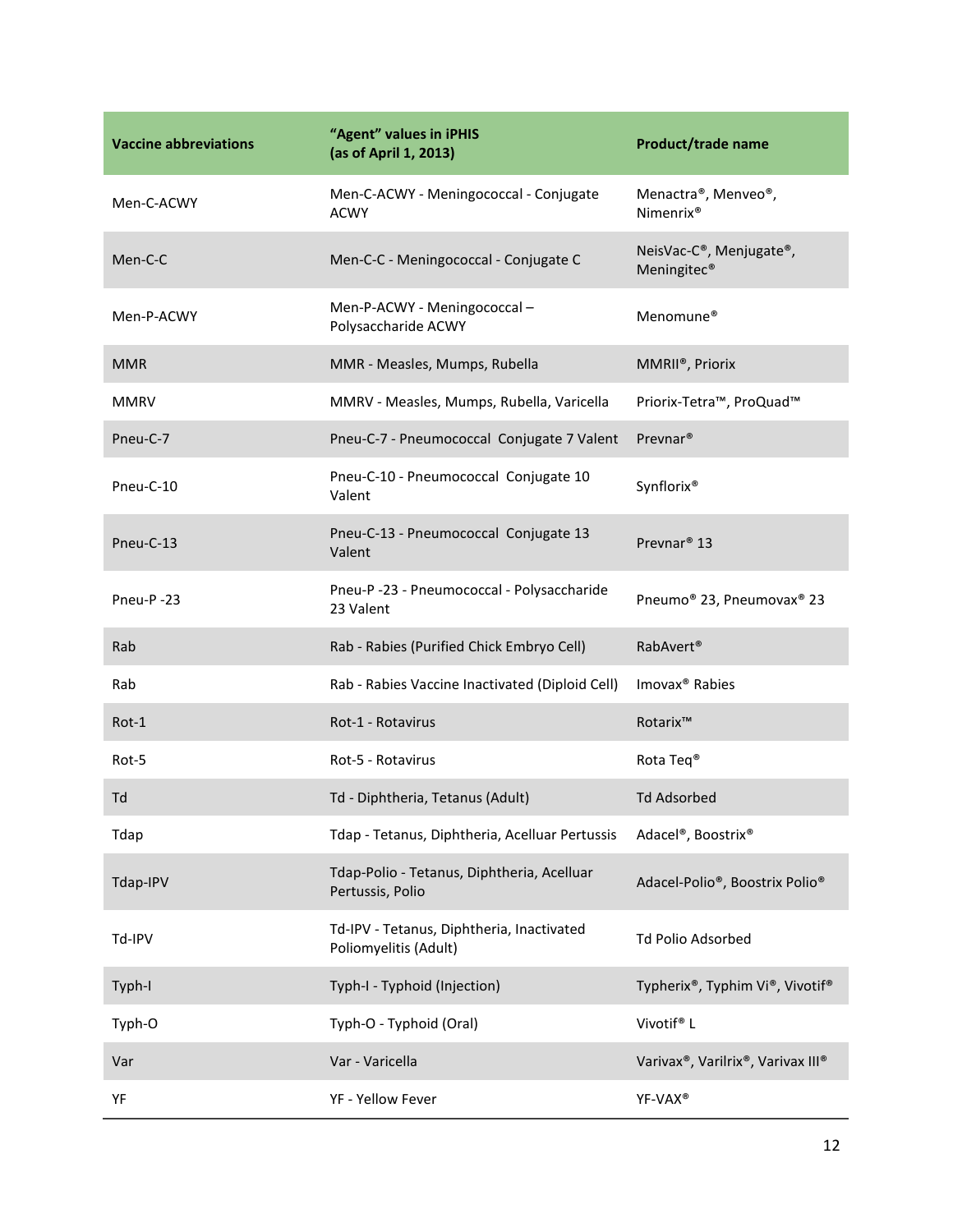| Vaccine abbreviations | "Agent" values in iPHIS (as of April 1, 2013) | Product/trade name |
| --- | --- | --- |
| Men-C-ACWY | Men-C-ACWY - Meningococcal - Conjugate ACWY | Menactra®, Menveo®, Nimenrix® |
| Men-C-C | Men-C-C - Meningococcal - Conjugate C | NeisVac-C®, Menjugate®, Meningitec® |
| Men-P-ACWY | Men-P-ACWY - Meningococcal – Polysaccharide ACWY | Menomune® |
| MMR | MMR - Measles, Mumps, Rubella | MMRII®, Priorix |
| MMRV | MMRV - Measles, Mumps, Rubella, Varicella | Priorix-Tetra™, ProQuad™ |
| Pneu-C-7 | Pneu-C-7 - Pneumococcal Conjugate 7 Valent | Prevnar® |
| Pneu-C-10 | Pneu-C-10 - Pneumococcal Conjugate 10 Valent | Synflorix® |
| Pneu-C-13 | Pneu-C-13 - Pneumococcal Conjugate 13 Valent | Prevnar® 13 |
| Pneu-P -23 | Pneu-P -23 - Pneumococcal - Polysaccharide 23 Valent | Pneumo® 23, Pneumovax® 23 |
| Rab | Rab - Rabies (Purified Chick Embryo Cell) | RabAvert® |
| Rab | Rab - Rabies Vaccine Inactivated (Diploid Cell) | Imovax® Rabies |
| Rot-1 | Rot-1 - Rotavirus | Rotarix™ |
| Rot-5 | Rot-5 - Rotavirus | Rota Teq® |
| Td | Td - Diphtheria, Tetanus (Adult) | Td Adsorbed |
| Tdap | Tdap - Tetanus, Diphtheria, Acelluar Pertussis | Adacel®, Boostrix® |
| Tdap-IPV | Tdap-Polio - Tetanus, Diphtheria, Acelluar Pertussis, Polio | Adacel-Polio®, Boostrix Polio® |
| Td-IPV | Td-IPV - Tetanus, Diphtheria, Inactivated Poliomyelitis (Adult) | Td Polio Adsorbed |
| Typh-I | Typh-I - Typhoid (Injection) | Typherix®, Typhim Vi®, Vivotif® |
| Typh-O | Typh-O - Typhoid (Oral) | Vivotif® L |
| Var | Var - Varicella | Varivax®, Varilrix®, Varivax III® |
| YF | YF - Yellow Fever | YF-VAX® |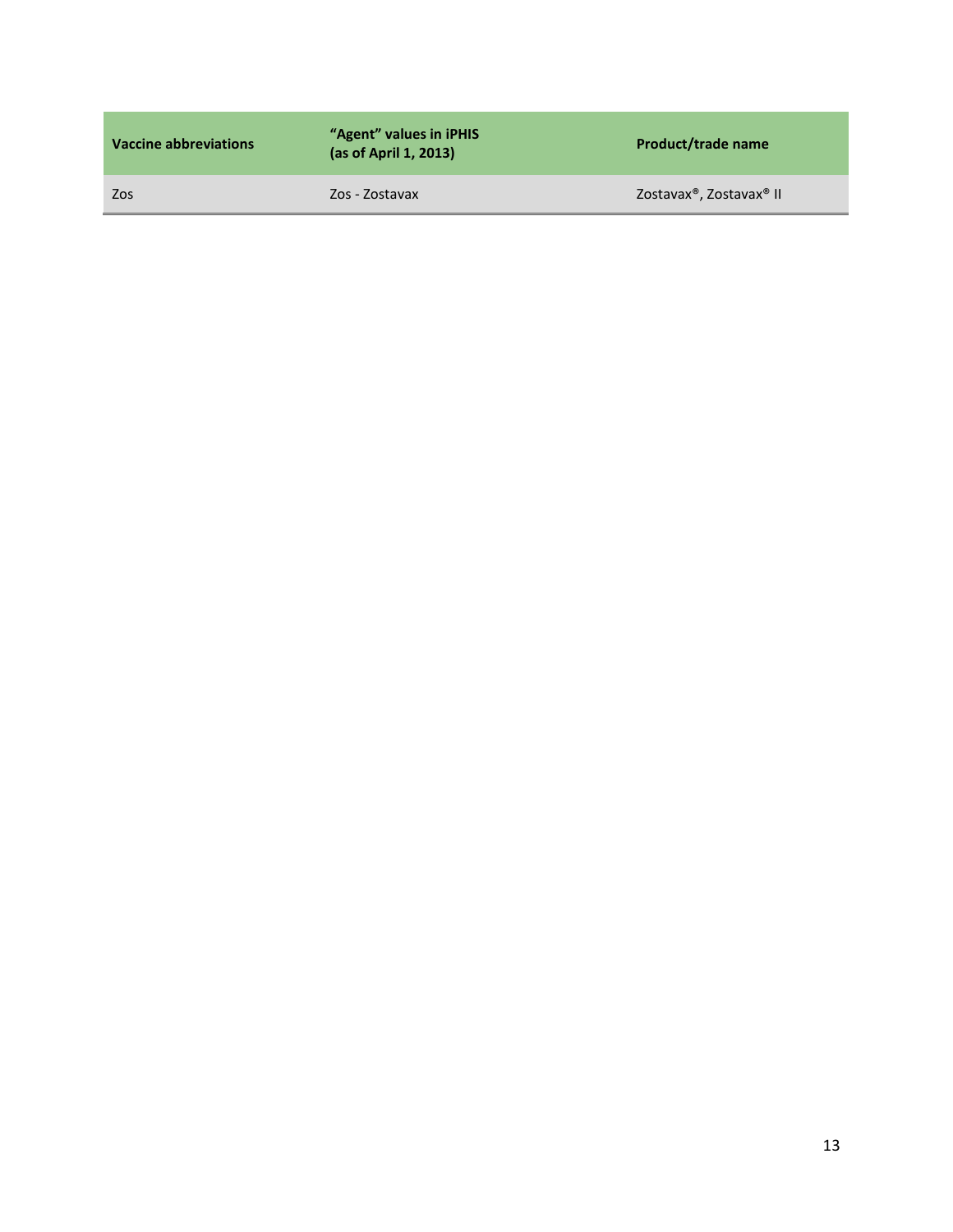| Vaccine abbreviations | "Agent" values in iPHIS (as of April 1, 2013) | Product/trade name |
| --- | --- | --- |
| Zos | Zos - Zostavax | Zostavax®, Zostavax® II |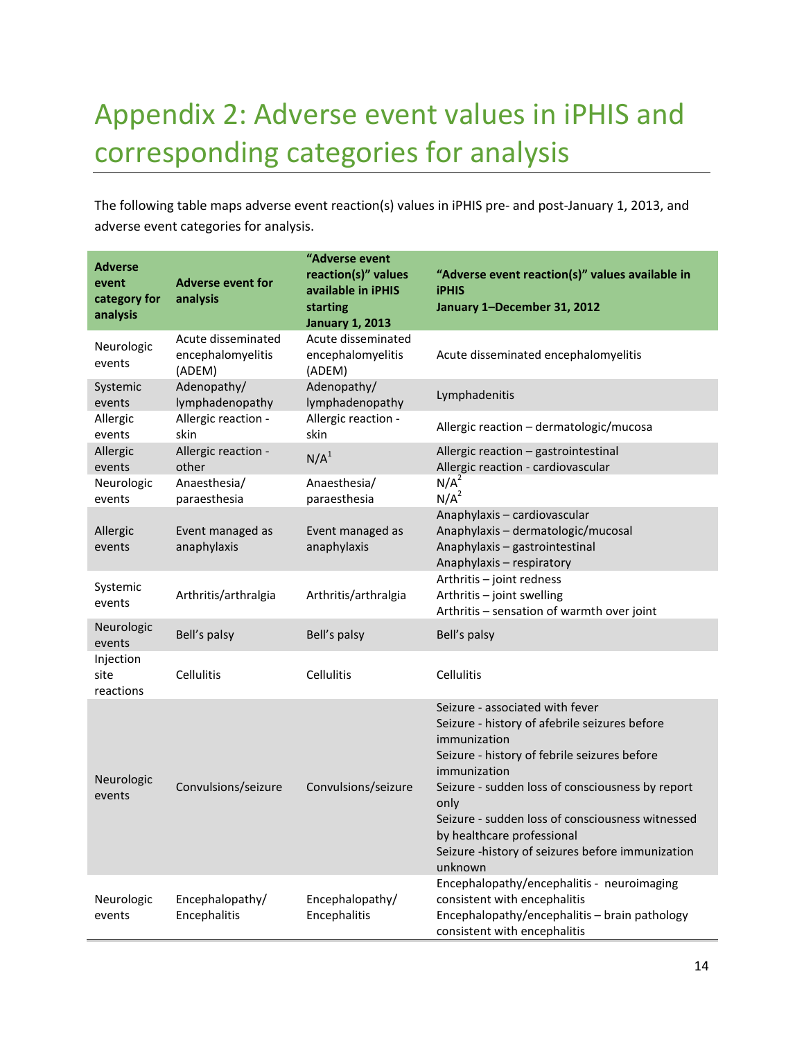# Appendix 2: Adverse event values in iPHIS and corresponding categories for analysis

The following table maps adverse event reaction(s) values in iPHIS pre- and post-January 1, 2013, and adverse event categories for analysis.

| Adverse event category for analysis | Adverse event for analysis | "Adverse event reaction(s)" values available in iPHIS starting January 1, 2013 | "Adverse event reaction(s)" values available in iPHIS January 1–December 31, 2012 |
|---|---|---|---|
| Neurologic events | Acute disseminated encephalomyelitis (ADEM) | Acute disseminated encephalomyelitis (ADEM) | Acute disseminated encephalomyelitis |
| Systemic events | Adenopathy/ lymphadenopathy | Adenopathy/ lymphadenopathy | Lymphadenitis |
| Allergic events | Allergic reaction - skin | Allergic reaction - skin | Allergic reaction – dermatologic/mucosa |
| Allergic events | Allergic reaction - other | N/A[1] | Allergic reaction – gastrointestinal<br>Allergic reaction - cardiovascular |
| Neurologic events | Anaesthesia/ paraesthesia | Anaesthesia/ paraesthesia | N/A[2]<br>N/A[2] |
| Allergic events | Event managed as anaphylaxis | Event managed as anaphylaxis | Anaphylaxis – cardiovascular<br>Anaphylaxis – dermatologic/mucosal<br>Anaphylaxis – gastrointestinal<br>Anaphylaxis – respiratory |
| Systemic events | Arthritis/arthralgia | Arthritis/arthralgia | Arthritis – joint redness<br>Arthritis – joint swelling<br>Arthritis – sensation of warmth over joint |
| Neurologic events | Bell's palsy | Bell's palsy | Bell's palsy |
| Injection site reactions | Cellulitis | Cellulitis | Cellulitis |
| Neurologic events | Convulsions/seizure | Convulsions/seizure | Seizure - associated with fever<br>Seizure - history of afebrile seizures before immunization<br>Seizure - history of febrile seizures before immunization<br>Seizure - sudden loss of consciousness by report only<br>Seizure - sudden loss of consciousness witnessed by healthcare professional<br>Seizure -history of seizures before immunization unknown |
| Neurologic events | Encephalopathy/ Encephalitis | Encephalopathy/ Encephalitis | Encephalopathy/encephalitis - neuroimaging consistent with encephalitis<br>Encephalopathy/encephalitis – brain pathology consistent with encephalitis |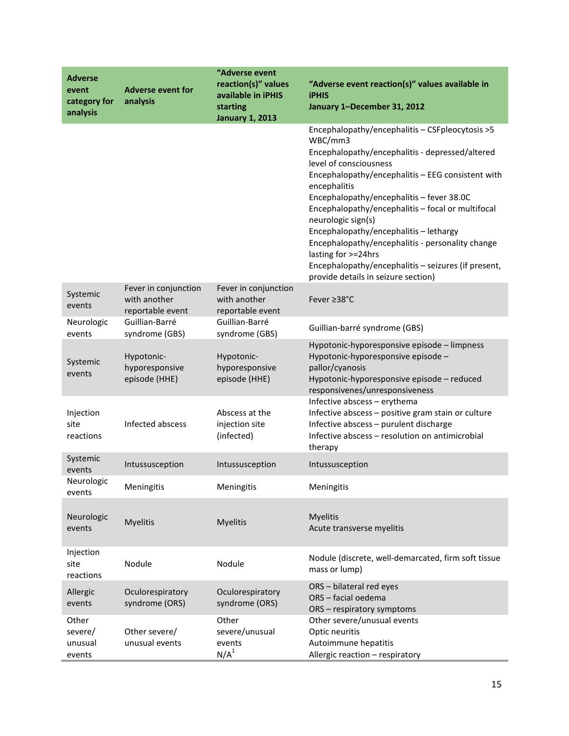| Adverse event category for analysis | Adverse event for analysis | "Adverse event reaction(s)" values available in iPHIS starting January 1, 2013 | "Adverse event reaction(s)" values available in iPHIS January 1–December 31, 2012 |
|---|---|---|---|
| | | | Encephalopathy/encephalitis – CSFpleocytosis >5 WBC/mm3<br>Encephalopathy/encephalitis - depressed/altered level of consciousness<br>Encephalopathy/encephalitis – EEG consistent with encephalitis<br>Encephalopathy/encephalitis – fever 38.0C<br>Encephalopathy/encephalitis – focal or multifocal neurologic sign(s)<br>Encephalopathy/encephalitis – lethargy<br>Encephalopathy/encephalitis - personality change lasting for >=24hrs<br>Encephalopathy/encephalitis – seizures (if present, provide details in seizure section) |
| Systemic events | Fever in conjunction with another reportable event | Fever in conjunction with another reportable event | Fever ≥38°C |
| Neurologic events | Guillian-Barré syndrome (GBS) | Guillian-Barré syndrome (GBS) | Guillian-barré syndrome (GBS) |
| Systemic events | Hypotonic-hyporesponsive episode (HHE) | Hypotonic-hyporesponsive episode (HHE) | Hypotonic-hyporesponsive episode – limpness<br>Hypotonic-hyporesponsive episode – pallor/cyanosis<br>Hypotonic-hyporesponsive episode – reduced responsivenes/unresponsiveness |
| Injection site reactions | Infected abscess | Abscess at the injection site (infected) | Infective abscess – erythema<br>Infective abscess – positive gram stain or culture<br>Infective abscess – purulent discharge<br>Infective abscess – resolution on antimicrobial therapy |
| Systemic events | Intussusception | Intussusception | Intussusception |
| Neurologic events | Meningitis | Meningitis | Meningitis |
| Neurologic events | Myelitis | Myelitis | Myelitis<br>Acute transverse myelitis |
| Injection site reactions | Nodule | Nodule | Nodule (discrete, well-demarcated, firm soft tissue mass or lump) |
| Allergic events | Oculorespiratory syndrome (ORS) | Oculorespiratory syndrome (ORS) | ORS – bilateral red eyes<br>ORS – facial oedema<br>ORS – respiratory symptoms |
| Other severe/ unusual events | Other severe/ unusual events | Other severe/unusual events<br>N/A[1] | Other severe/unusual events<br>Optic neuritis<br>Autoimmune hepatitis<br>Allergic reaction – respiratory |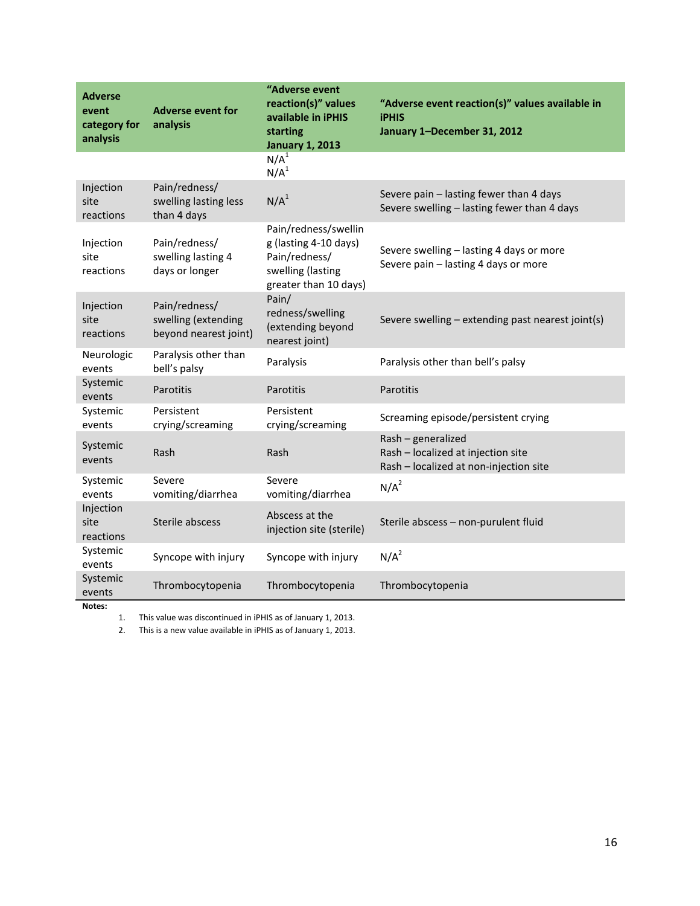| Adverse event category for analysis | Adverse event for analysis | "Adverse event reaction(s)" values available in iPHIS starting January 1, 2013 | "Adverse event reaction(s)" values available in iPHIS January 1–December 31, 2012 |
|---|---|---|---|
| | | N/A[1] N/A[1] | |
| Injection site reactions | Pain/redness/ swelling lasting less than 4 days | N/A[1] | Severe pain – lasting fewer than 4 days Severe swelling – lasting fewer than 4 days |
| Injection site reactions | Pain/redness/ swelling lasting 4 days or longer | Pain/redness/swelling (lasting 4-10 days) Pain/redness/ swelling (lasting greater than 10 days) | Severe swelling – lasting 4 days or more Severe pain – lasting 4 days or more |
| Injection site reactions | Pain/redness/ swelling (extending beyond nearest joint) | Pain/ redness/swelling (extending beyond nearest joint) | Severe swelling – extending past nearest joint(s) |
| Neurologic events | Paralysis other than bell's palsy | Paralysis | Paralysis other than bell's palsy |
| Systemic events | Parotitis | Parotitis | Parotitis |
| Systemic events | Persistent crying/screaming | Persistent crying/screaming | Screaming episode/persistent crying |
| Systemic events | Rash | Rash | Rash – generalized Rash – localized at injection site Rash – localized at non-injection site |
| Systemic events | Severe vomiting/diarrhea | Severe vomiting/diarrhea | N/A[2] |
| Injection site reactions | Sterile abscess | Abscess at the injection site (sterile) | Sterile abscess – non-purulent fluid |
| Systemic events | Syncope with injury | Syncope with injury | N/A[2] |
| Systemic events | Thrombocytopenia | Thrombocytopenia | Thrombocytopenia |

**Notes:**

1. This value was discontinued in iPHIS as of January 1, 2013.
2. This is a new value available in iPHIS as of January 1, 2013.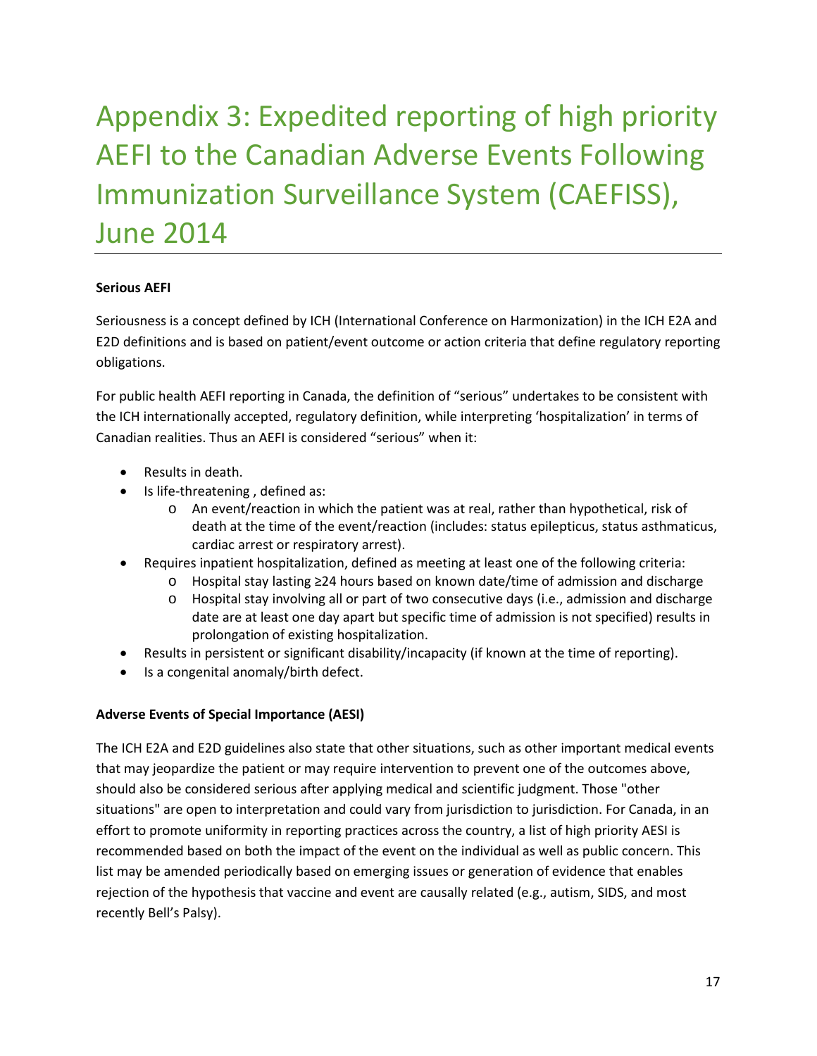# Appendix 3: Expedited reporting of high priority AEFI to the Canadian Adverse Events Following Immunization Surveillance System (CAEFISS), June 2014

**Serious AEFI**

Seriousness is a concept defined by ICH (International Conference on Harmonization) in the ICH E2A and E2D definitions and is based on patient/event outcome or action criteria that define regulatory reporting obligations.

For public health AEFI reporting in Canada, the definition of "serious" undertakes to be consistent with the ICH internationally accepted, regulatory definition, while interpreting 'hospitalization' in terms of Canadian realities. Thus an AEFI is considered "serious" when it:

- Results in death.
- Is life-threatening , defined as:
  - An event/reaction in which the patient was at real, rather than hypothetical, risk of death at the time of the event/reaction (includes: status epilepticus, status asthmaticus, cardiac arrest or respiratory arrest).
- Requires inpatient hospitalization, defined as meeting at least one of the following criteria:
  - Hospital stay lasting ≥24 hours based on known date/time of admission and discharge
  - Hospital stay involving all or part of two consecutive days (i.e., admission and discharge date are at least one day apart but specific time of admission is not specified) results in prolongation of existing hospitalization.
- Results in persistent or significant disability/incapacity (if known at the time of reporting).
- Is a congenital anomaly/birth defect.

**Adverse Events of Special Importance (AESI)**

The ICH E2A and E2D guidelines also state that other situations, such as other important medical events that may jeopardize the patient or may require intervention to prevent one of the outcomes above, should also be considered serious after applying medical and scientific judgment. Those "other situations" are open to interpretation and could vary from jurisdiction to jurisdiction. For Canada, in an effort to promote uniformity in reporting practices across the country, a list of high priority AESI is recommended based on both the impact of the event on the individual as well as public concern. This list may be amended periodically based on emerging issues or generation of evidence that enables rejection of the hypothesis that vaccine and event are causally related (e.g., autism, SIDS, and most recently Bell's Palsy).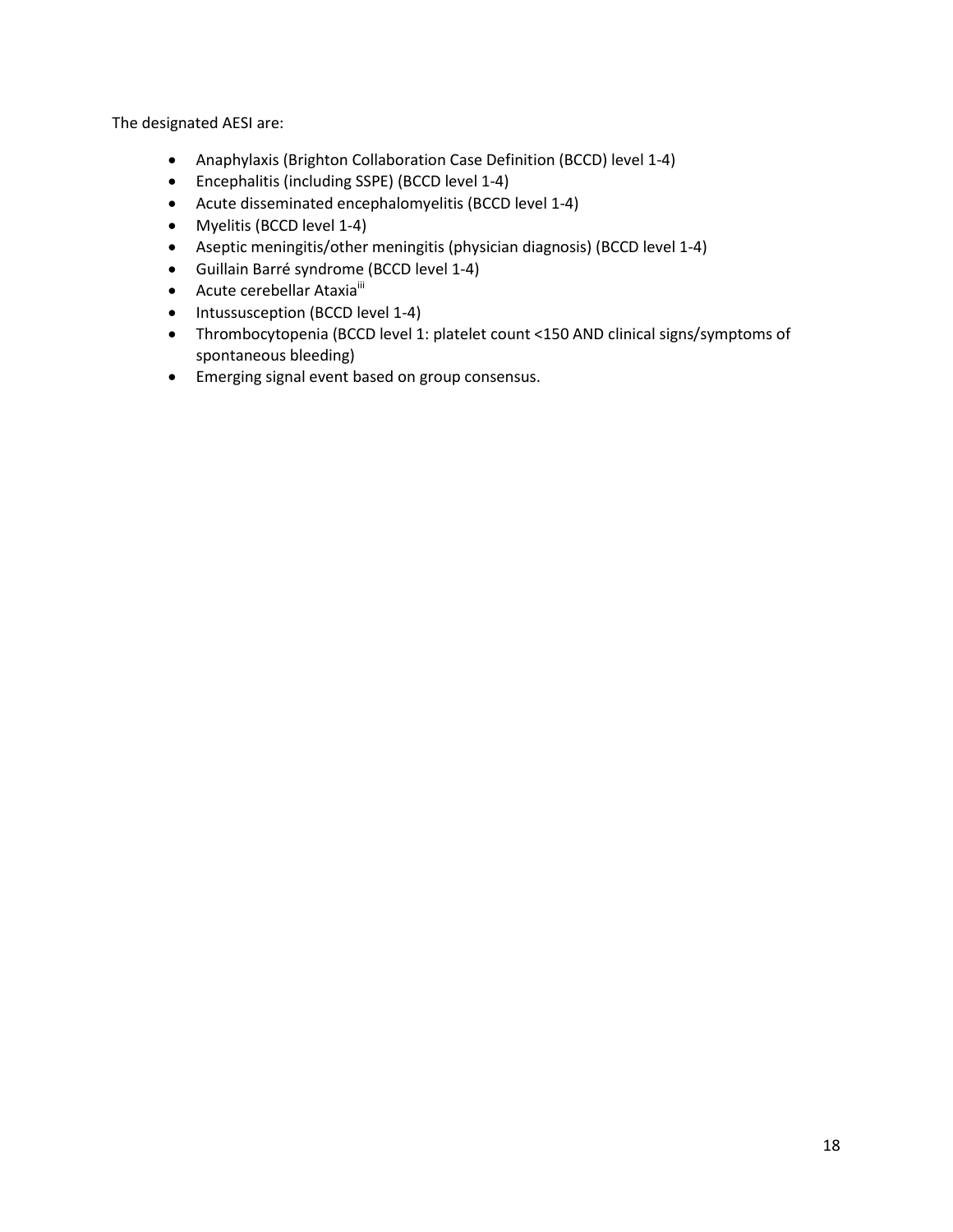The designated AESI are:

- Anaphylaxis (Brighton Collaboration Case Definition (BCCD) level 1-4)
- Encephalitis (including SSPE) (BCCD level 1-4)
- Acute disseminated encephalomyelitis (BCCD level 1-4)
- Myelitis (BCCD level 1-4)
- Aseptic meningitis/other meningitis (physician diagnosis) (BCCD level 1-4)
- Guillain Barré syndrome (BCCD level 1-4)
- Acute cerebellar Ataxia[iii]
- Intussusception (BCCD level 1-4)
- Thrombocytopenia (BCCD level 1: platelet count <150 AND clinical signs/symptoms of spontaneous bleeding)
- Emerging signal event based on group consensus.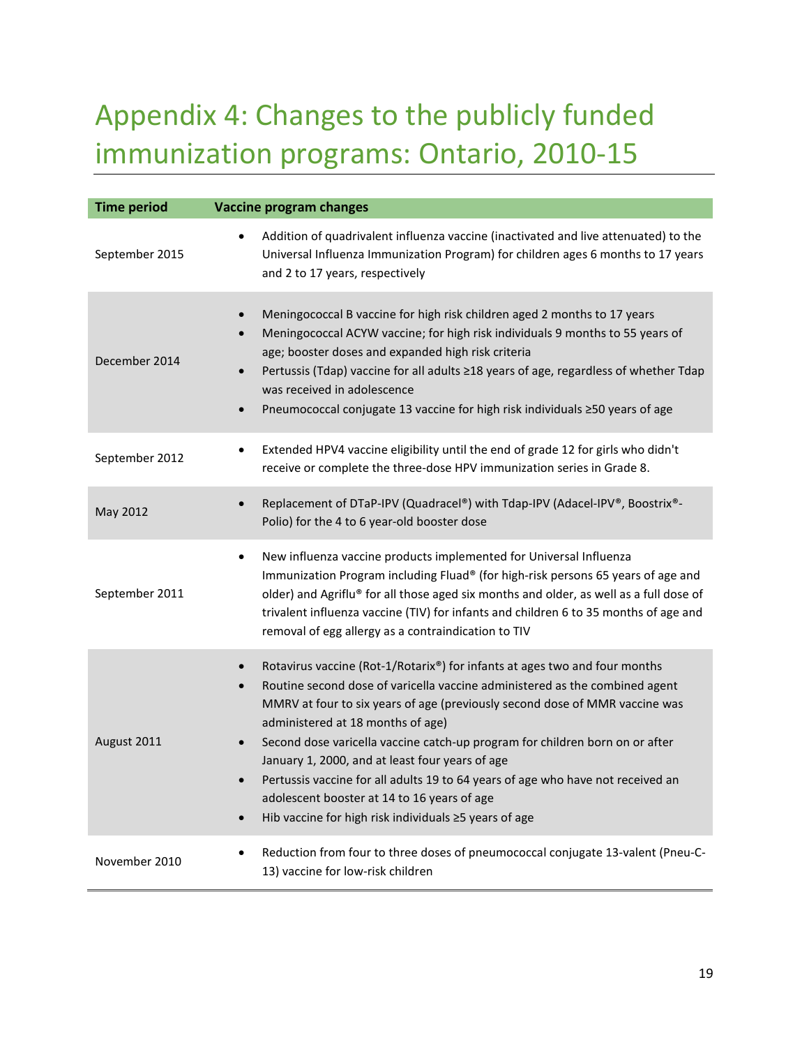# Appendix 4: Changes to the publicly funded immunization programs: Ontario, 2010-15

| Time period | Vaccine program changes |
| --- | --- |
| September 2015 | • Addition of quadrivalent influenza vaccine (inactivated and live attenuated) to the Universal Influenza Immunization Program) for children ages 6 months to 17 years and 2 to 17 years, respectively |
| December 2014 | • Meningococcal B vaccine for high risk children aged 2 months to 17 years<br>• Meningococcal ACYW vaccine; for high risk individuals 9 months to 55 years of age; booster doses and expanded high risk criteria<br>• Pertussis (Tdap) vaccine for all adults ≥18 years of age, regardless of whether Tdap was received in adolescence<br>• Pneumococcal conjugate 13 vaccine for high risk individuals ≥50 years of age |
| September 2012 | • Extended HPV4 vaccine eligibility until the end of grade 12 for girls who didn't receive or complete the three-dose HPV immunization series in Grade 8. |
| May 2012 | • Replacement of DTaP-IPV (Quadracel®) with Tdap-IPV (Adacel-IPV®, Boostrix®-Polio) for the 4 to 6 year-old booster dose |
| September 2011 | • New influenza vaccine products implemented for Universal Influenza Immunization Program including Fluad® (for high-risk persons 65 years of age and older) and Agriflu® for all those aged six months and older, as well as a full dose of trivalent influenza vaccine (TIV) for infants and children 6 to 35 months of age and removal of egg allergy as a contraindication to TIV |
| August 2011 | • Rotavirus vaccine (Rot-1/Rotarix®) for infants at ages two and four months<br>• Routine second dose of varicella vaccine administered as the combined agent MMRV at four to six years of age (previously second dose of MMR vaccine was administered at 18 months of age)<br>• Second dose varicella vaccine catch-up program for children born on or after January 1, 2000, and at least four years of age<br>• Pertussis vaccine for all adults 19 to 64 years of age who have not received an adolescent booster at 14 to 16 years of age<br>• Hib vaccine for high risk individuals ≥5 years of age |
| November 2010 | • Reduction from four to three doses of pneumococcal conjugate 13-valent (Pneu-C-13) vaccine for low-risk children |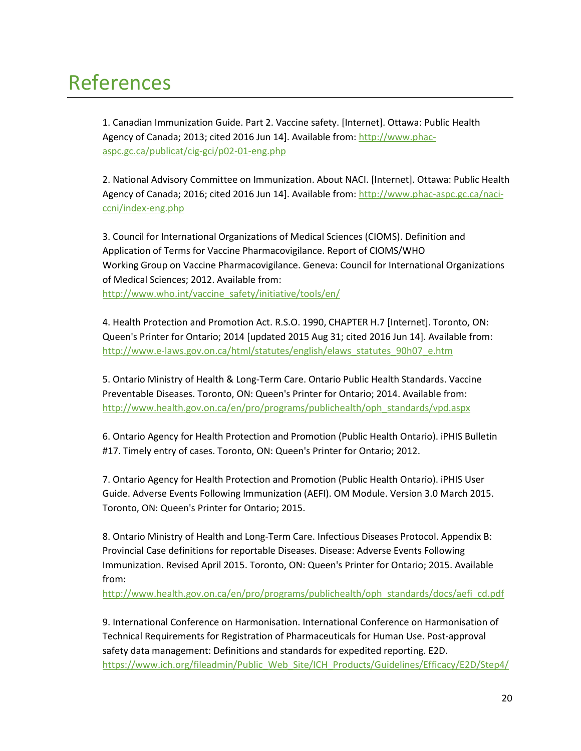# References

1. Canadian Immunization Guide. Part 2. Vaccine safety. [Internet]. Ottawa: Public Health Agency of Canada; 2013; cited 2016 Jun 14]. Available from: http://www.phac-aspc.gc.ca/publicat/cig-gci/p02-01-eng.php

2. National Advisory Committee on Immunization. About NACI. [Internet]. Ottawa: Public Health Agency of Canada; 2016; cited 2016 Jun 14]. Available from: http://www.phac-aspc.gc.ca/naci-ccni/index-eng.php

3. Council for International Organizations of Medical Sciences (CIOMS). Definition and Application of Terms for Vaccine Pharmacovigilance. Report of CIOMS/WHO Working Group on Vaccine Pharmacovigilance. Geneva: Council for International Organizations of Medical Sciences; 2012. Available from: http://www.who.int/vaccine_safety/initiative/tools/en/

4. Health Protection and Promotion Act. R.S.O. 1990, CHAPTER H.7 [Internet]. Toronto, ON: Queen's Printer for Ontario; 2014 [updated 2015 Aug 31; cited 2016 Jun 14]. Available from: http://www.e-laws.gov.on.ca/html/statutes/english/elaws_statutes_90h07_e.htm

5. Ontario Ministry of Health & Long-Term Care. Ontario Public Health Standards. Vaccine Preventable Diseases. Toronto, ON: Queen's Printer for Ontario; 2014. Available from: http://www.health.gov.on.ca/en/pro/programs/publichealth/oph_standards/vpd.aspx

6. Ontario Agency for Health Protection and Promotion (Public Health Ontario). iPHIS Bulletin #17. Timely entry of cases. Toronto, ON: Queen's Printer for Ontario; 2012.

7. Ontario Agency for Health Protection and Promotion (Public Health Ontario). iPHIS User Guide. Adverse Events Following Immunization (AEFI). OM Module. Version 3.0 March 2015. Toronto, ON: Queen's Printer for Ontario; 2015.

8. Ontario Ministry of Health and Long-Term Care. Infectious Diseases Protocol. Appendix B: Provincial Case definitions for reportable Diseases. Disease: Adverse Events Following Immunization. Revised April 2015. Toronto, ON: Queen's Printer for Ontario; 2015. Available from: http://www.health.gov.on.ca/en/pro/programs/publichealth/oph_standards/docs/aefi_cd.pdf

9. International Conference on Harmonisation. International Conference on Harmonisation of Technical Requirements for Registration of Pharmaceuticals for Human Use. Post-approval safety data management: Definitions and standards for expedited reporting. E2D. https://www.ich.org/fileadmin/Public_Web_Site/ICH_Products/Guidelines/Efficacy/E2D/Step4/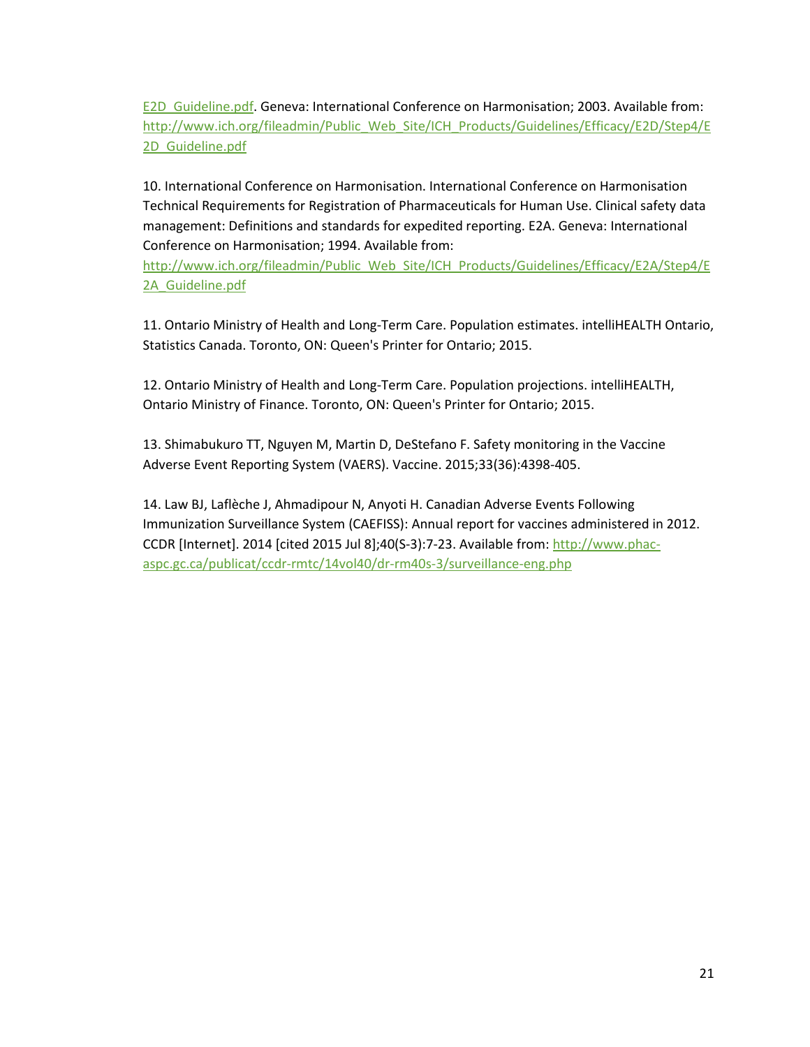E2D_Guideline.pdf. Geneva: International Conference on Harmonisation; 2003. Available from: http://www.ich.org/fileadmin/Public_Web_Site/ICH_Products/Guidelines/Efficacy/E2D/Step4/E2D_Guideline.pdf

10. International Conference on Harmonisation. International Conference on Harmonisation Technical Requirements for Registration of Pharmaceuticals for Human Use. Clinical safety data management: Definitions and standards for expedited reporting. E2A. Geneva: International Conference on Harmonisation; 1994. Available from: http://www.ich.org/fileadmin/Public_Web_Site/ICH_Products/Guidelines/Efficacy/E2A/Step4/E2A_Guideline.pdf

11. Ontario Ministry of Health and Long-Term Care. Population estimates. intelliHEALTH Ontario, Statistics Canada. Toronto, ON: Queen's Printer for Ontario; 2015.

12. Ontario Ministry of Health and Long-Term Care. Population projections. intelliHEALTH, Ontario Ministry of Finance. Toronto, ON: Queen's Printer for Ontario; 2015.

13. Shimabukuro TT, Nguyen M, Martin D, DeStefano F. Safety monitoring in the Vaccine Adverse Event Reporting System (VAERS). Vaccine. 2015;33(36):4398-405.

14. Law BJ, Laflèche J, Ahmadipour N, Anyoti H. Canadian Adverse Events Following Immunization Surveillance System (CAEFISS): Annual report for vaccines administered in 2012. CCDR [Internet]. 2014 [cited 2015 Jul 8];40(S-3):7-23. Available from: http://www.phac-aspc.gc.ca/publicat/ccdr-rmtc/14vol40/dr-rm40s-3/surveillance-eng.php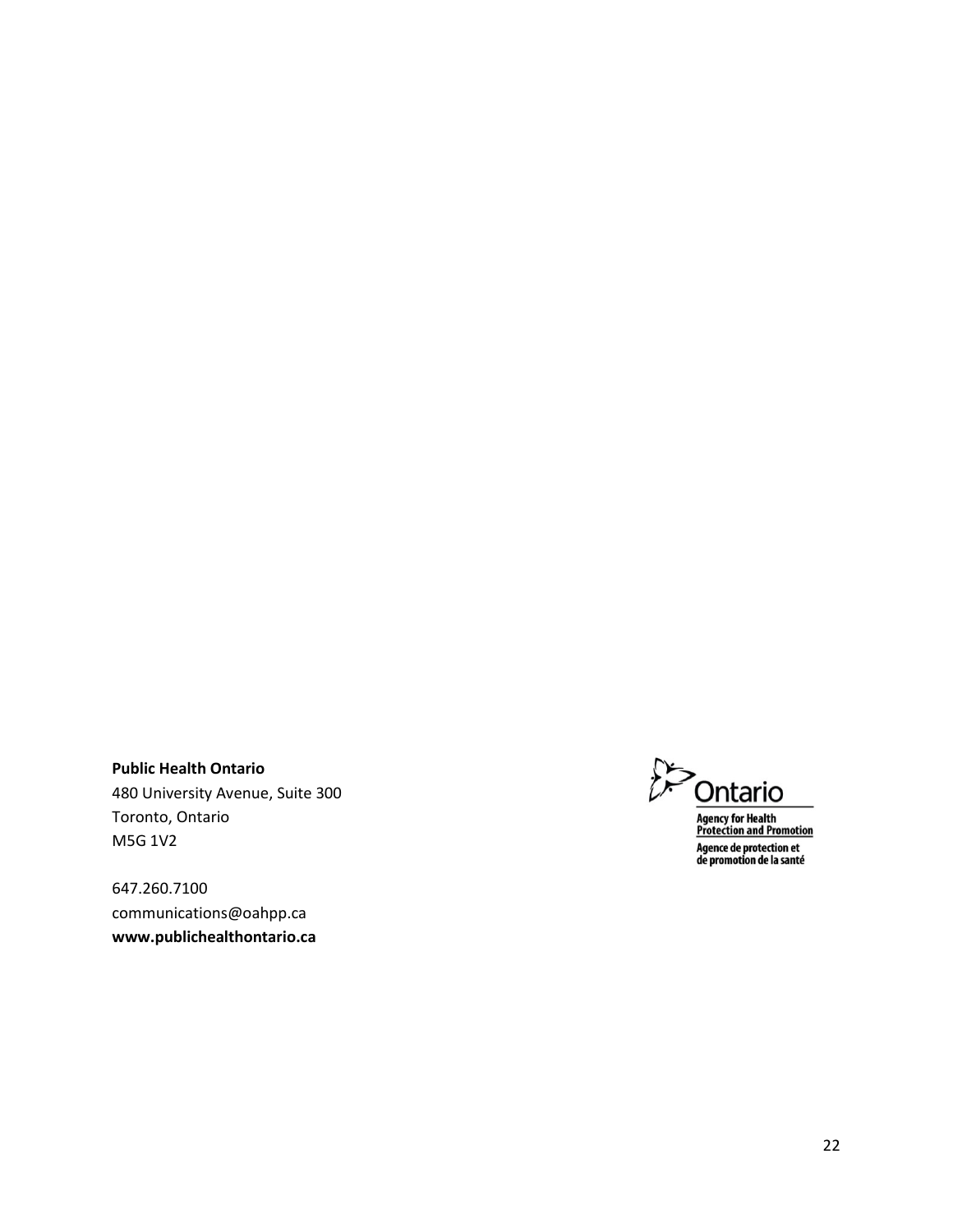**Public Health Ontario**
480 University Avenue, Suite 300
Toronto, Ontario
M5G 1V2

647.260.7100
communications@oahpp.ca
**www.publichealthontario.ca**

Ontario

Agency for Health Protection and Promotion

Agence de protection et de promotion de la santé